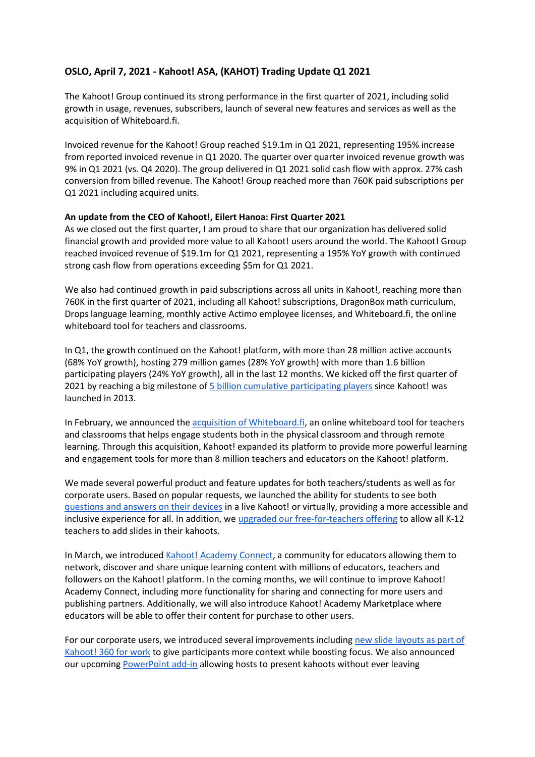**OSLO, April 7, 2021 - Kahoot! ASA, (KAHOT) Trading Update Q1 2021**

The Kahoot! Group continued its strong performance in the first quarter of 2021, including solid growth in usage, revenues, subscribers, launch of several new features and services as well as the acquisition of Whiteboard.fi.

Invoiced revenue for the Kahoot! Group reached $19.1m in Q1 2021, representing 195% increase from reported invoiced revenue in Q1 2020. The quarter over quarter invoiced revenue growth was 9% in Q1 2021 (vs. Q4 2020). The group delivered in Q1 2021 solid cash flow with approx. 27% cash conversion from billed revenue. The Kahoot! Group reached more than 760K paid subscriptions per Q1 2021 including acquired units.

**An update from the CEO of Kahoot!, Eilert Hanoa: First Quarter 2021**

As we closed out the first quarter, I am proud to share that our organization has delivered solid financial growth and provided more value to all Kahoot! users around the world. The Kahoot! Group reached invoiced revenue of $19.1m for Q1 2021, representing a 195% YoY growth with continued strong cash flow from operations exceeding $5m for Q1 2021.

We also had continued growth in paid subscriptions across all units in Kahoot!, reaching more than 760K in the first quarter of 2021, including all Kahoot! subscriptions, DragonBox math curriculum, Drops language learning, monthly active Actimo employee licenses, and Whiteboard.fi, the online whiteboard tool for teachers and classrooms.

In Q1, the growth continued on the Kahoot! platform, with more than 28 million active accounts (68% YoY growth), hosting 279 million games (28% YoY growth) with more than 1.6 billion participating players (24% YoY growth), all in the last 12 months. We kicked off the first quarter of 2021 by reaching a big milestone of 5 billion cumulative participating players since Kahoot! was launched in 2013.

In February, we announced the acquisition of Whiteboard.fi, an online whiteboard tool for teachers and classrooms that helps engage students both in the physical classroom and through remote learning. Through this acquisition, Kahoot! expanded its platform to provide more powerful learning and engagement tools for more than 8 million teachers and educators on the Kahoot! platform.

We made several powerful product and feature updates for both teachers/students as well as for corporate users. Based on popular requests, we launched the ability for students to see both questions and answers on their devices in a live Kahoot! or virtually, providing a more accessible and inclusive experience for all. In addition, we upgraded our free-for-teachers offering to allow all K-12 teachers to add slides in their kahoots.

In March, we introduced Kahoot! Academy Connect, a community for educators allowing them to network, discover and share unique learning content with millions of educators, teachers and followers on the Kahoot! platform. In the coming months, we will continue to improve Kahoot! Academy Connect, including more functionality for sharing and connecting for more users and publishing partners. Additionally, we will also introduce Kahoot! Academy Marketplace where educators will be able to offer their content for purchase to other users.

For our corporate users, we introduced several improvements including new slide layouts as part of Kahoot! 360 for work to give participants more context while boosting focus. We also announced our upcoming PowerPoint add-in allowing hosts to present kahoots without ever leaving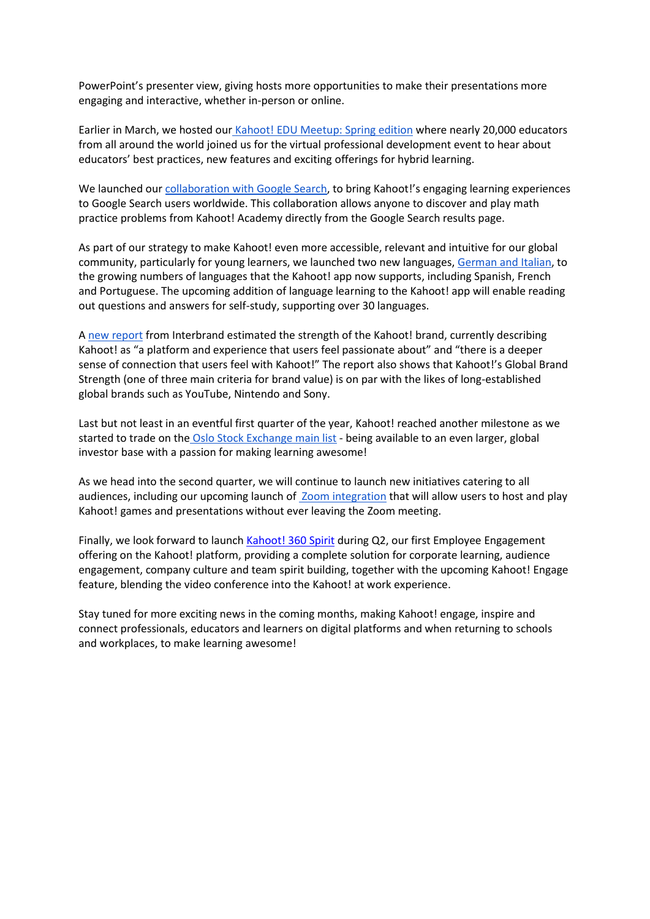PowerPoint's presenter view, giving hosts more opportunities to make their presentations more engaging and interactive, whether in-person or online.

Earlier in March, we hosted our Kahoot! EDU Meetup: Spring edition where nearly 20,000 educators from all around the world joined us for the virtual professional development event to hear about educators' best practices, new features and exciting offerings for hybrid learning.

We launched our collaboration with Google Search, to bring Kahoot!'s engaging learning experiences to Google Search users worldwide. This collaboration allows anyone to discover and play math practice problems from Kahoot! Academy directly from the Google Search results page.

As part of our strategy to make Kahoot! even more accessible, relevant and intuitive for our global community, particularly for young learners, we launched two new languages, German and Italian, to the growing numbers of languages that the Kahoot! app now supports, including Spanish, French and Portuguese. The upcoming addition of language learning to the Kahoot! app will enable reading out questions and answers for self-study, supporting over 30 languages.

A new report from Interbrand estimated the strength of the Kahoot! brand, currently describing Kahoot! as "a platform and experience that users feel passionate about" and "there is a deeper sense of connection that users feel with Kahoot!" The report also shows that Kahoot!'s Global Brand Strength (one of three main criteria for brand value) is on par with the likes of long-established global brands such as YouTube, Nintendo and Sony.

Last but not least in an eventful first quarter of the year, Kahoot! reached another milestone as we started to trade on the Oslo Stock Exchange main list - being available to an even larger, global investor base with a passion for making learning awesome!

As we head into the second quarter, we will continue to launch new initiatives catering to all audiences, including our upcoming launch of Zoom integration that will allow users to host and play Kahoot! games and presentations without ever leaving the Zoom meeting.

Finally, we look forward to launch Kahoot! 360 Spirit during Q2, our first Employee Engagement offering on the Kahoot! platform, providing a complete solution for corporate learning, audience engagement, company culture and team spirit building, together with the upcoming Kahoot! Engage feature, blending the video conference into the Kahoot! at work experience.

Stay tuned for more exciting news in the coming months, making Kahoot! engage, inspire and connect professionals, educators and learners on digital platforms and when returning to schools and workplaces, to make learning awesome!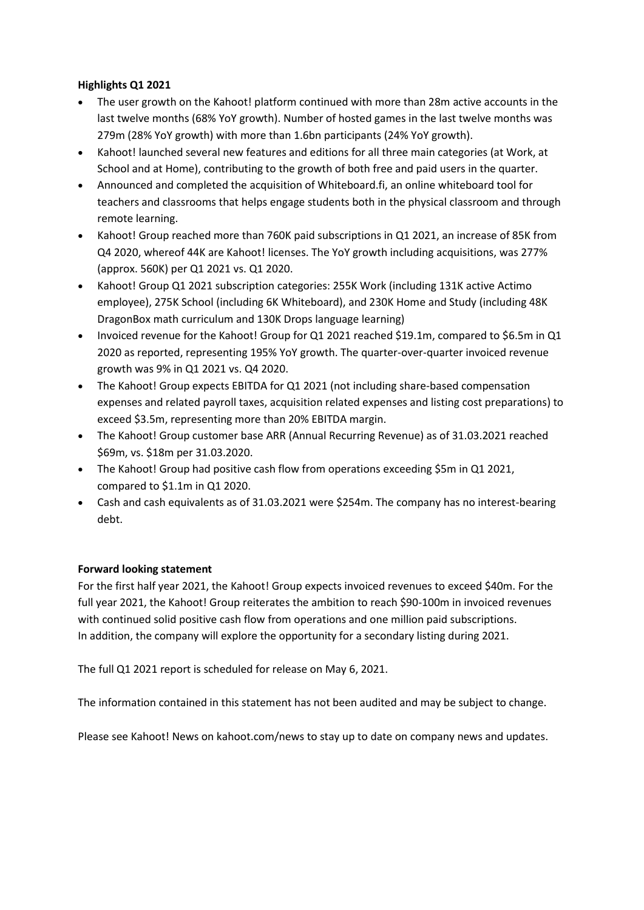**Highlights Q1 2021**

- The user growth on the Kahoot! platform continued with more than 28m active accounts in the last twelve months (68% YoY growth). Number of hosted games in the last twelve months was 279m (28% YoY growth) with more than 1.6bn participants (24% YoY growth).
- Kahoot! launched several new features and editions for all three main categories (at Work, at School and at Home), contributing to the growth of both free and paid users in the quarter.
- Announced and completed the acquisition of Whiteboard.fi, an online whiteboard tool for teachers and classrooms that helps engage students both in the physical classroom and through remote learning.
- Kahoot! Group reached more than 760K paid subscriptions in Q1 2021, an increase of 85K from Q4 2020, whereof 44K are Kahoot! licenses. The YoY growth including acquisitions, was 277% (approx. 560K) per Q1 2021 vs. Q1 2020.
- Kahoot! Group Q1 2021 subscription categories: 255K Work (including 131K active Actimo employee), 275K School (including 6K Whiteboard), and 230K Home and Study (including 48K DragonBox math curriculum and 130K Drops language learning)
- Invoiced revenue for the Kahoot! Group for Q1 2021 reached $19.1m, compared to $6.5m in Q1 2020 as reported, representing 195% YoY growth. The quarter-over-quarter invoiced revenue growth was 9% in Q1 2021 vs. Q4 2020.
- The Kahoot! Group expects EBITDA for Q1 2021 (not including share-based compensation expenses and related payroll taxes, acquisition related expenses and listing cost preparations) to exceed $3.5m, representing more than 20% EBITDA margin.
- The Kahoot! Group customer base ARR (Annual Recurring Revenue) as of 31.03.2021 reached $69m, vs. $18m per 31.03.2020.
- The Kahoot! Group had positive cash flow from operations exceeding $5m in Q1 2021, compared to $1.1m in Q1 2020.
- Cash and cash equivalents as of 31.03.2021 were $254m. The company has no interest-bearing debt.

**Forward looking statement**

For the first half year 2021, the Kahoot! Group expects invoiced revenues to exceed $40m. For the full year 2021, the Kahoot! Group reiterates the ambition to reach $90-100m in invoiced revenues with continued solid positive cash flow from operations and one million paid subscriptions. In addition, the company will explore the opportunity for a secondary listing during 2021.

The full Q1 2021 report is scheduled for release on May 6, 2021.

The information contained in this statement has not been audited and may be subject to change.

Please see Kahoot! News on kahoot.com/news to stay up to date on company news and updates.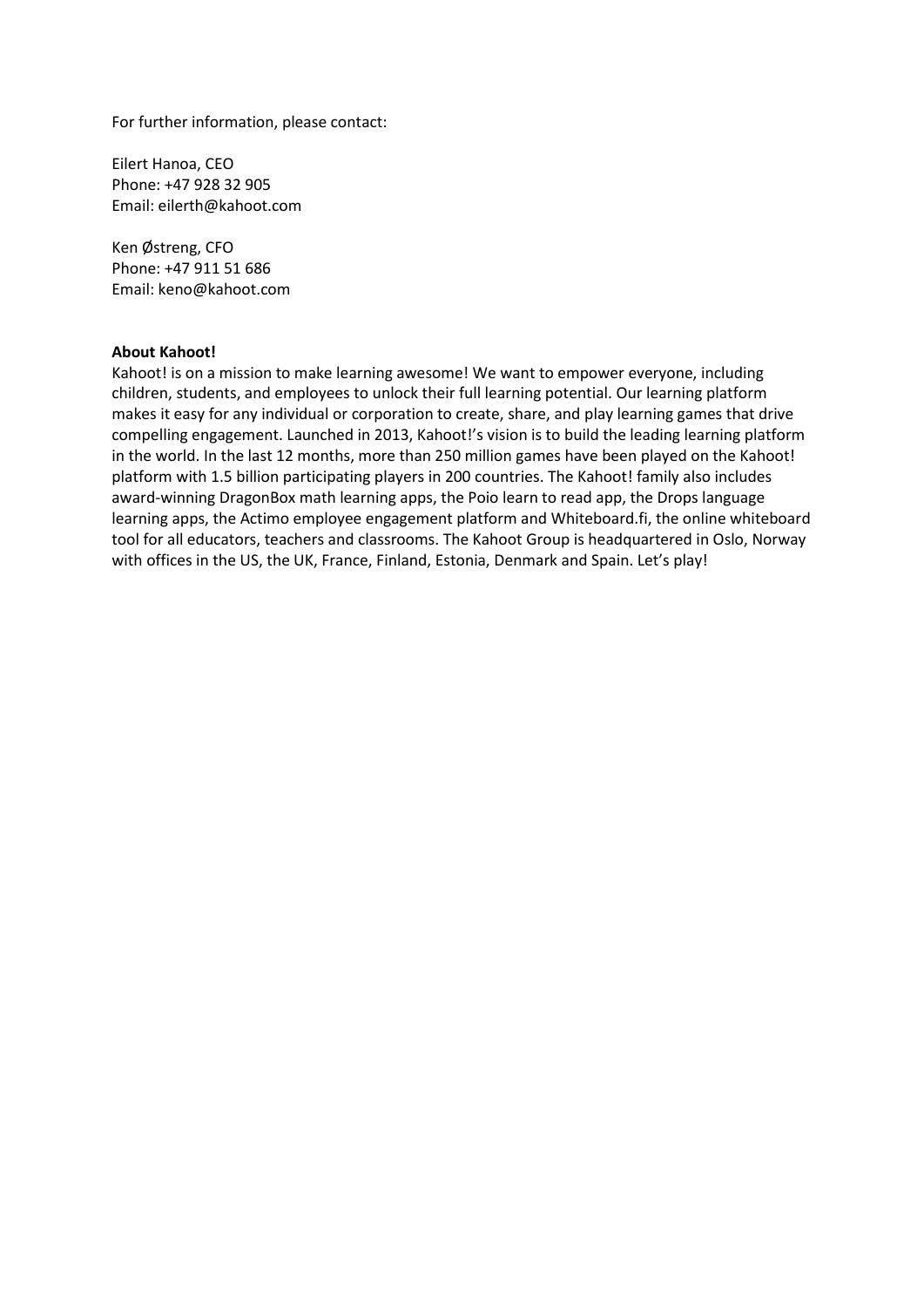For further information, please contact:

Eilert Hanoa, CEO
Phone: +47 928 32 905
Email: eilerth@kahoot.com

Ken Østreng, CFO
Phone: +47 911 51 686
Email: keno@kahoot.com

**About Kahoot!**

Kahoot! is on a mission to make learning awesome! We want to empower everyone, including children, students, and employees to unlock their full learning potential. Our learning platform makes it easy for any individual or corporation to create, share, and play learning games that drive compelling engagement. Launched in 2013, Kahoot!'s vision is to build the leading learning platform in the world. In the last 12 months, more than 250 million games have been played on the Kahoot! platform with 1.5 billion participating players in 200 countries. The Kahoot! family also includes award-winning DragonBox math learning apps, the Poio learn to read app, the Drops language learning apps, the Actimo employee engagement platform and Whiteboard.fi, the online whiteboard tool for all educators, teachers and classrooms. The Kahoot Group is headquartered in Oslo, Norway with offices in the US, the UK, France, Finland, Estonia, Denmark and Spain. Let's play!